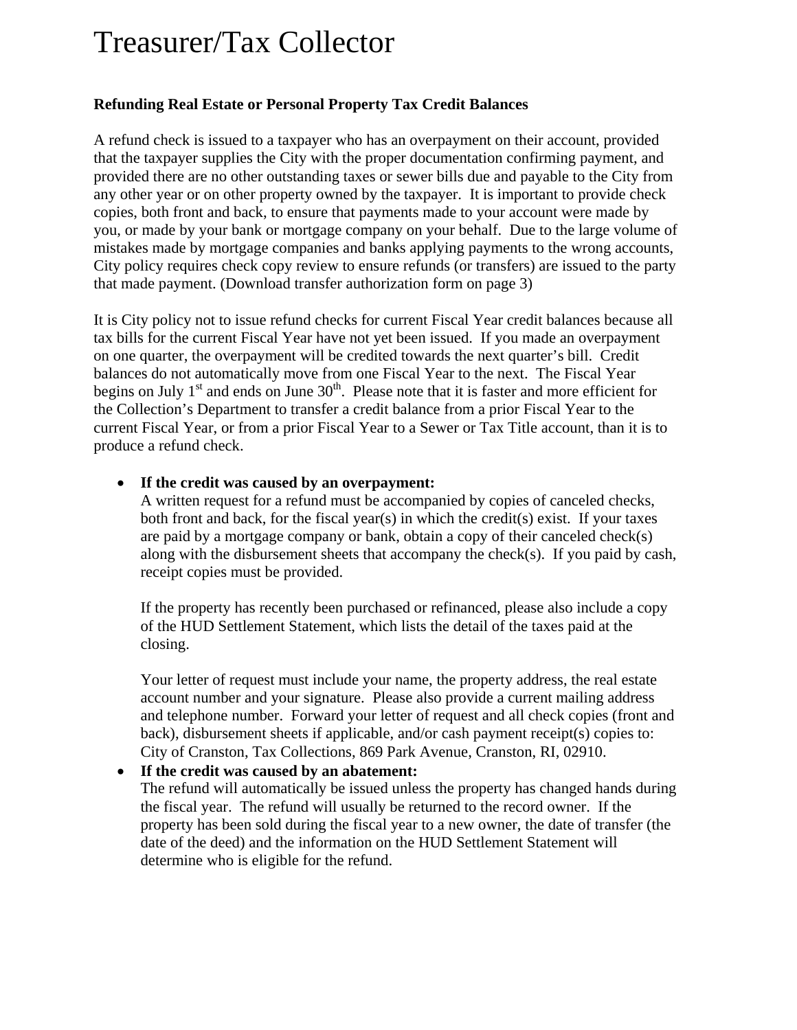# Treasurer/Tax Collector

**Refunding Real Estate or Personal Property Tax Credit Balances**

A refund check is issued to a taxpayer who has an overpayment on their account, provided that the taxpayer supplies the City with the proper documentation confirming payment, and provided there are no other outstanding taxes or sewer bills due and payable to the City from any other year or on other property owned by the taxpayer. It is important to provide check copies, both front and back, to ensure that payments made to your account were made by you, or made by your bank or mortgage company on your behalf. Due to the large volume of mistakes made by mortgage companies and banks applying payments to the wrong accounts, City policy requires check copy review to ensure refunds (or transfers) are issued to the party that made payment. (Download transfer authorization form on page 3)

It is City policy not to issue refund checks for current Fiscal Year credit balances because all tax bills for the current Fiscal Year have not yet been issued. If you made an overpayment on one quarter, the overpayment will be credited towards the next quarter's bill. Credit balances do not automatically move from one Fiscal Year to the next. The Fiscal Year begins on July 1st and ends on June 30th. Please note that it is faster and more efficient for the Collection's Department to transfer a credit balance from a prior Fiscal Year to the current Fiscal Year, or from a prior Fiscal Year to a Sewer or Tax Title account, than it is to produce a refund check.

- **If the credit was caused by an overpayment:**
  A written request for a refund must be accompanied by copies of canceled checks, both front and back, for the fiscal year(s) in which the credit(s) exist. If your taxes are paid by a mortgage company or bank, obtain a copy of their canceled check(s) along with the disbursement sheets that accompany the check(s). If you paid by cash, receipt copies must be provided.

  If the property has recently been purchased or refinanced, please also include a copy of the HUD Settlement Statement, which lists the detail of the taxes paid at the closing.

  Your letter of request must include your name, the property address, the real estate account number and your signature. Please also provide a current mailing address and telephone number. Forward your letter of request and all check copies (front and back), disbursement sheets if applicable, and/or cash payment receipt(s) copies to: City of Cranston, Tax Collections, 869 Park Avenue, Cranston, RI, 02910.

- **If the credit was caused by an abatement:**
  The refund will automatically be issued unless the property has changed hands during the fiscal year. The refund will usually be returned to the record owner. If the property has been sold during the fiscal year to a new owner, the date of transfer (the date of the deed) and the information on the HUD Settlement Statement will determine who is eligible for the refund.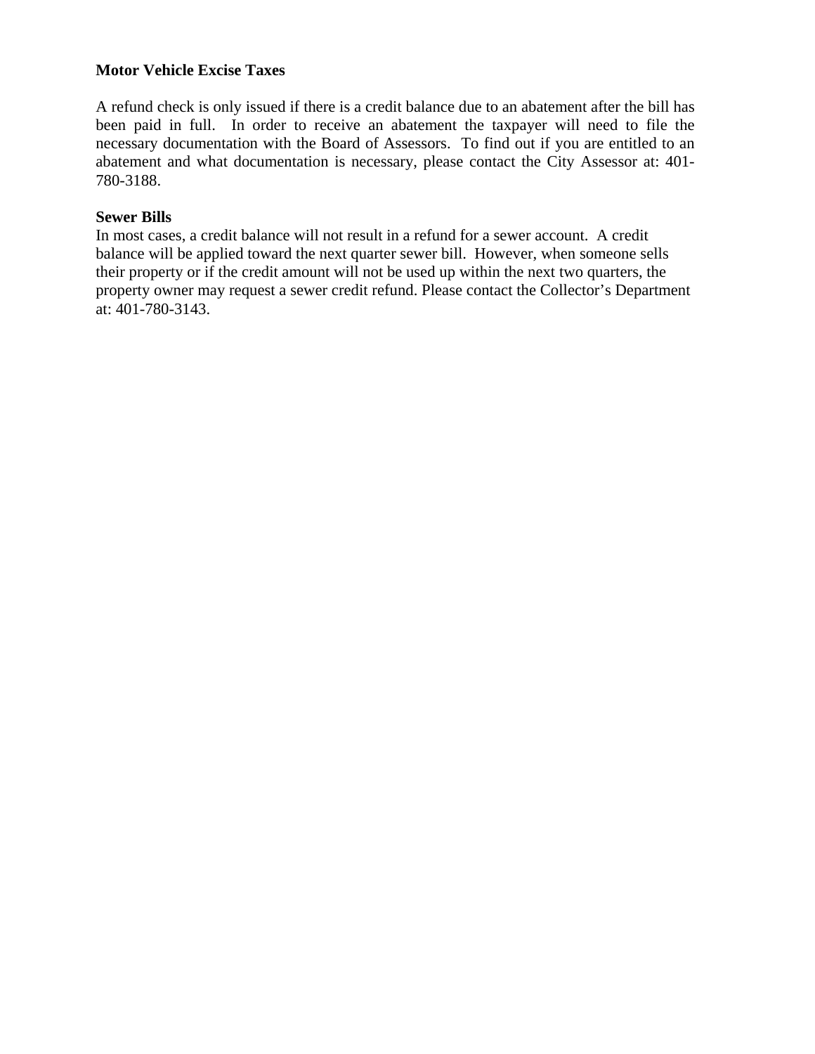**Motor Vehicle Excise Taxes**

A refund check is only issued if there is a credit balance due to an abatement after the bill has been paid in full. In order to receive an abatement the taxpayer will need to file the necessary documentation with the Board of Assessors. To find out if you are entitled to an abatement and what documentation is necessary, please contact the City Assessor at: 401-780-3188.

**Sewer Bills**

In most cases, a credit balance will not result in a refund for a sewer account. A credit balance will be applied toward the next quarter sewer bill. However, when someone sells their property or if the credit amount will not be used up within the next two quarters, the property owner may request a sewer credit refund. Please contact the Collector's Department at: 401-780-3143.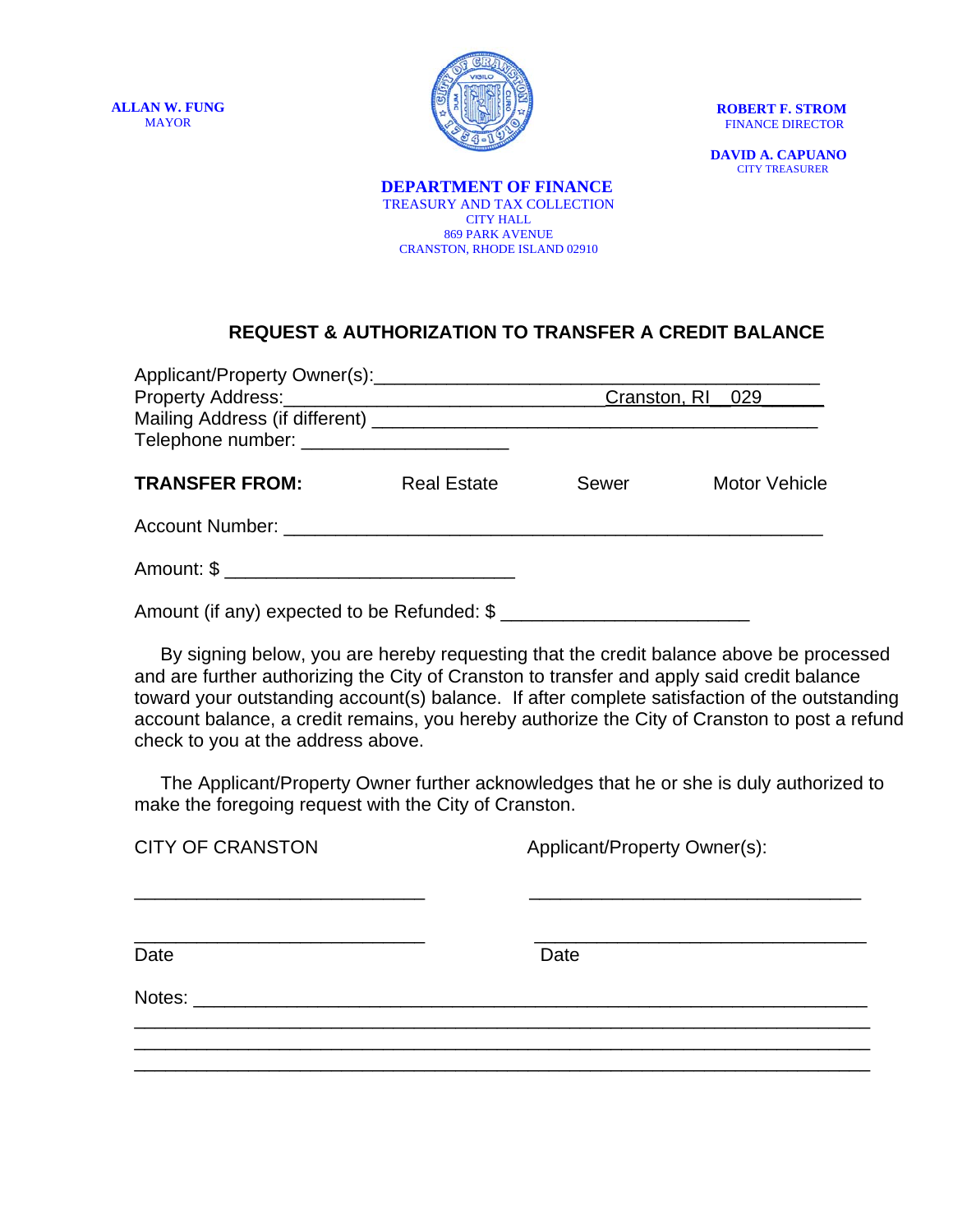**ALLAN W. FUNG**
MAYOR

**ROBERT F. STROM**
FINANCE DIRECTOR

**DAVID A. CAPUANO**
CITY TREASURER

**DEPARTMENT OF FINANCE**
TREASURY AND TAX COLLECTION
CITY HALL
869 PARK AVENUE
CRANSTON, RHODE ISLAND 02910

## REQUEST & AUTHORIZATION TO TRANSFER A CREDIT BALANCE

Applicant/Property Owner(s):_____________________________________________

Property Address:_______________________________Cranston, RI__029______

Mailing Address (if different) ___________________________________________

Telephone number: ____________________

**TRANSFER FROM:** Real Estate Sewer Motor Vehicle

Account Number: ____________________________________________________

Amount: $ ____________________________

Amount (if any) expected to be Refunded: $ ________________________

By signing below, you are hereby requesting that the credit balance above be processed and are further authorizing the City of Cranston to transfer and apply said credit balance toward your outstanding account(s) balance. If after complete satisfaction of the outstanding account balance, a credit remains, you hereby authorize the City of Cranston to post a refund check to you at the address above.

The Applicant/Property Owner further acknowledges that he or she is duly authorized to make the foregoing request with the City of Cranston.

| CITY OF CRANSTON | Applicant/Property Owner(s): |
|---|---|
| ____________________________ | ________________________________ |
| ____________________________ | ________________________________ |
| Date | Date |

Notes: ______________________________________________________________
_____________________________________________________________________
_____________________________________________________________________
_____________________________________________________________________